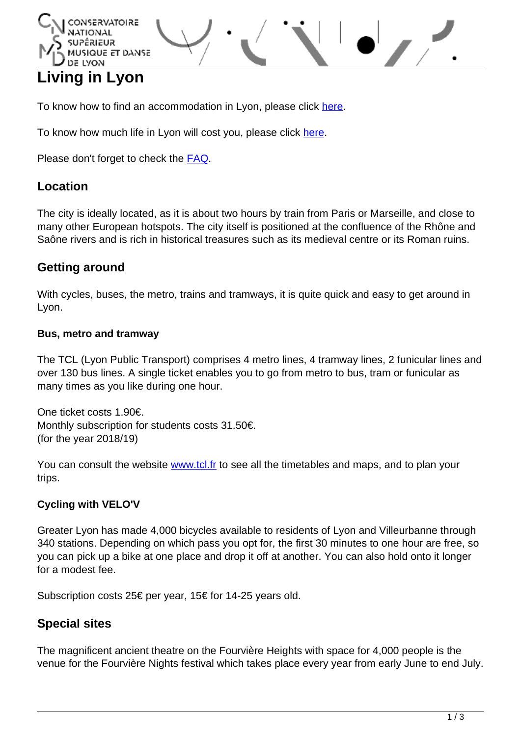# Living in Lyon

To know how to find an accommodation in Lyon, please click here.

To know how much life in Lyon will cost you, please click here.

Please don't forget to check the FAQ.

## Location

The city is ideally located, as it is about two hours by train from Paris or Marseille, and close to many other European hotspots. The city itself is positioned at the confluence of the Rhône and Saône rivers and is rich in historical treasures such as its medieval centre or its Roman ruins.

## Getting around

With cycles, buses, the metro, trains and tramways, it is quite quick and easy to get around in Lyon.

### Bus, metro and tramway

The TCL (Lyon Public Transport) comprises 4 metro lines, 4 tramway lines, 2 funicular lines and over 130 bus lines. A single ticket enables you to go from metro to bus, tram or funicular as many times as you like during one hour.

One ticket costs 1.90€.
Monthly subscription for students costs 31.50€.
(for the year 2018/19)

You can consult the website www.tcl.fr to see all the timetables and maps, and to plan your trips.

### Cycling with VELO'V

Greater Lyon has made 4,000 bicycles available to residents of Lyon and Villeurbanne through 340 stations. Depending on which pass you opt for, the first 30 minutes to one hour are free, so you can pick up a bike at one place and drop it off at another. You can also hold onto it longer for a modest fee.

Subscription costs 25€ per year, 15€ for 14-25 years old.

## Special sites

The magnificent ancient theatre on the Fourvière Heights with space for 4,000 people is the venue for the Fourvière Nights festival which takes place every year from early June to end July.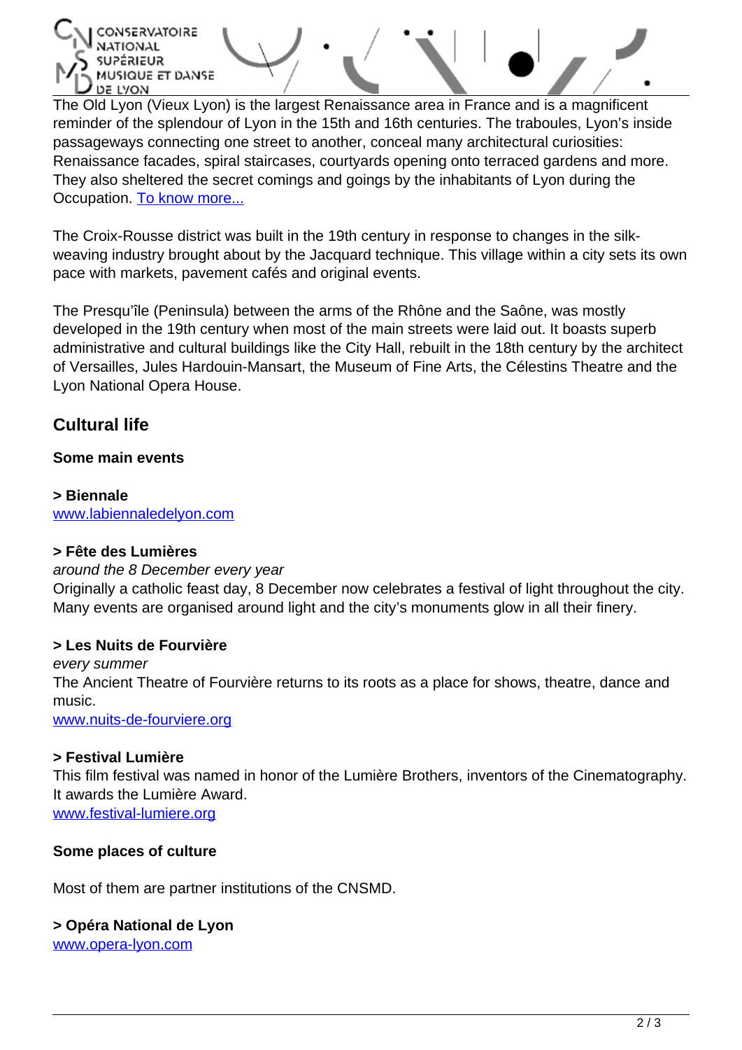The Old Lyon (Vieux Lyon) is the largest Renaissance area in France and is a magnificent reminder of the splendour of Lyon in the 15th and 16th centuries. The traboules, Lyon's inside passageways connecting one street to another, conceal many architectural curiosities: Renaissance facades, spiral staircases, courtyards opening onto terraced gardens and more. They also sheltered the secret comings and goings by the inhabitants of Lyon during the Occupation. To know more...

The Croix-Rousse district was built in the 19th century in response to changes in the silk-weaving industry brought about by the Jacquard technique. This village within a city sets its own pace with markets, pavement cafés and original events.

The Presqu'île (Peninsula) between the arms of the Rhône and the Saône, was mostly developed in the 19th century when most of the main streets were laid out. It boasts superb administrative and cultural buildings like the City Hall, rebuilt in the 18th century by the architect of Versailles, Jules Hardouin-Mansart, the Museum of Fine Arts, the Célestins Theatre and the Lyon National Opera House.

## Cultural life

### Some main events

**> Biennale**
www.labiennaledelyon.com

**> Fête des Lumières**
*around the 8 December every year*
Originally a catholic feast day, 8 December now celebrates a festival of light throughout the city. Many events are organised around light and the city's monuments glow in all their finery.

**> Les Nuits de Fourvière**
*every summer*
The Ancient Theatre of Fourvière returns to its roots as a place for shows, theatre, dance and music.
www.nuits-de-fourviere.org

**> Festival Lumière**
This film festival was named in honor of the Lumière Brothers, inventors of the Cinematography. It awards the Lumière Award.
www.festival-lumiere.org

### Some places of culture

Most of them are partner institutions of the CNSMD.

**> Opéra National de Lyon**
www.opera-lyon.com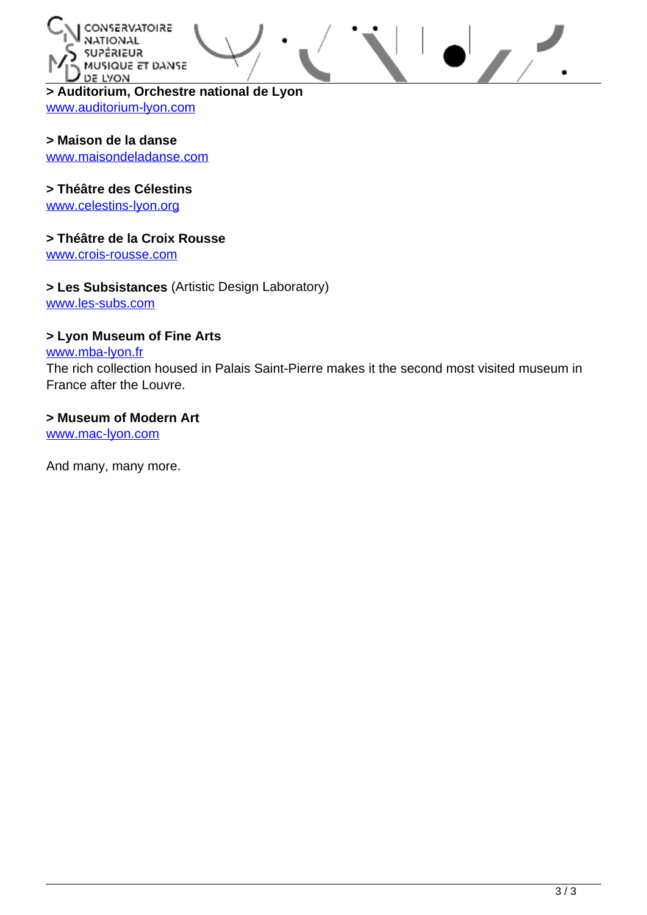**> Auditorium, Orchestre national de Lyon**
www.auditorium-lyon.com

**> Maison de la danse**
www.maisondeladanse.com

**> Théâtre des Célestins**
www.celestins-lyon.org

**> Théâtre de la Croix Rousse**
www.crois-rousse.com

**> Les Subsistances** (Artistic Design Laboratory)
www.les-subs.com

**> Lyon Museum of Fine Arts**
www.mba-lyon.fr
The rich collection housed in Palais Saint-Pierre makes it the second most visited museum in France after the Louvre.

**> Museum of Modern Art**
www.mac-lyon.com

And many, many more.